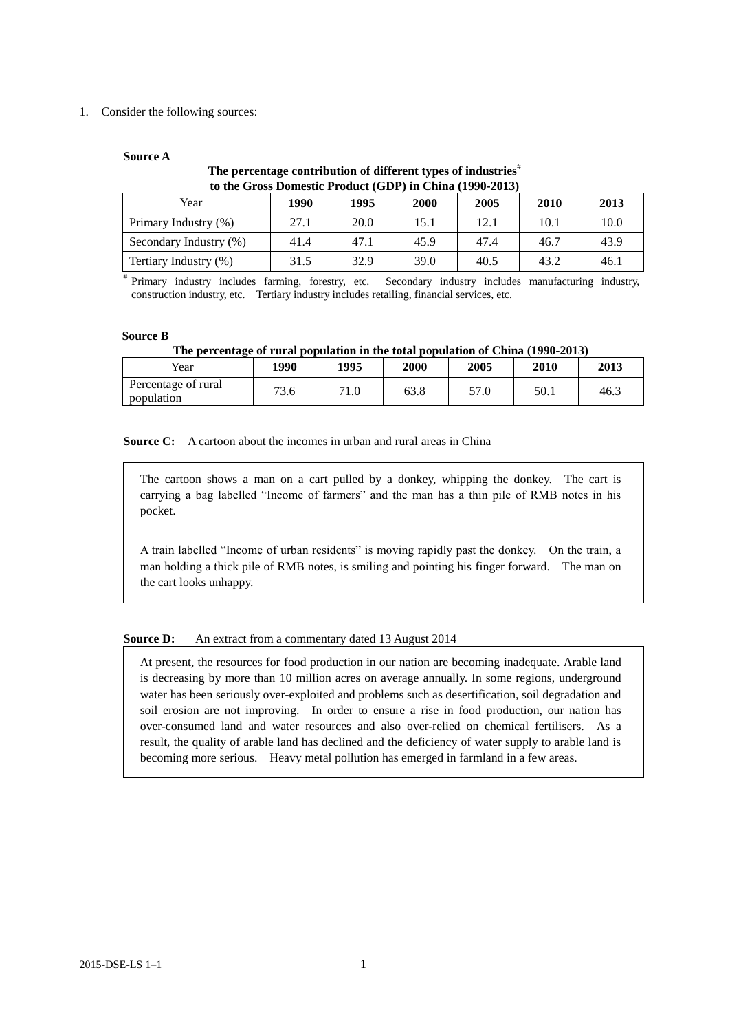1. Consider the following sources:

**Source A**

**The percentage contribution of different types of industries[#] to the Gross Domestic Product (GDP) in China (1990-2013)**

| Year | 1990 | 1995 | 2000 | 2005 | 2010 | 2013 |
|---|---|---|---|---|---|---|
| Primary Industry (%) | 27.1 | 20.0 | 15.1 | 12.1 | 10.1 | 10.0 |
| Secondary Industry (%) | 41.4 | 47.1 | 45.9 | 47.4 | 46.7 | 43.9 |
| Tertiary Industry (%) | 31.5 | 32.9 | 39.0 | 40.5 | 43.2 | 46.1 |

[#] Primary industry includes farming, forestry, etc. Secondary industry includes manufacturing industry, construction industry, etc. Tertiary industry includes retailing, financial services, etc.

**Source B**

**The percentage of rural population in the total population of China (1990-2013)**

| Year | 1990 | 1995 | 2000 | 2005 | 2010 | 2013 |
|---|---|---|---|---|---|---|
| Percentage of rural population | 73.6 | 71.0 | 63.8 | 57.0 | 50.1 | 46.3 |

**Source C:** A cartoon about the incomes in urban and rural areas in China

> The cartoon shows a man on a cart pulled by a donkey, whipping the donkey. The cart is carrying a bag labelled "Income of farmers" and the man has a thin pile of RMB notes in his pocket.
>
> A train labelled "Income of urban residents" is moving rapidly past the donkey. On the train, a man holding a thick pile of RMB notes, is smiling and pointing his finger forward. The man on the cart looks unhappy.

**Source D:** An extract from a commentary dated 13 August 2014

> At present, the resources for food production in our nation are becoming inadequate. Arable land is decreasing by more than 10 million acres on average annually. In some regions, underground water has been seriously over-exploited and problems such as desertification, soil degradation and soil erosion are not improving. In order to ensure a rise in food production, our nation has over-consumed land and water resources and also over-relied on chemical fertilisers. As a result, the quality of arable land has declined and the deficiency of water supply to arable land is becoming more serious. Heavy metal pollution has emerged in farmland in a few areas.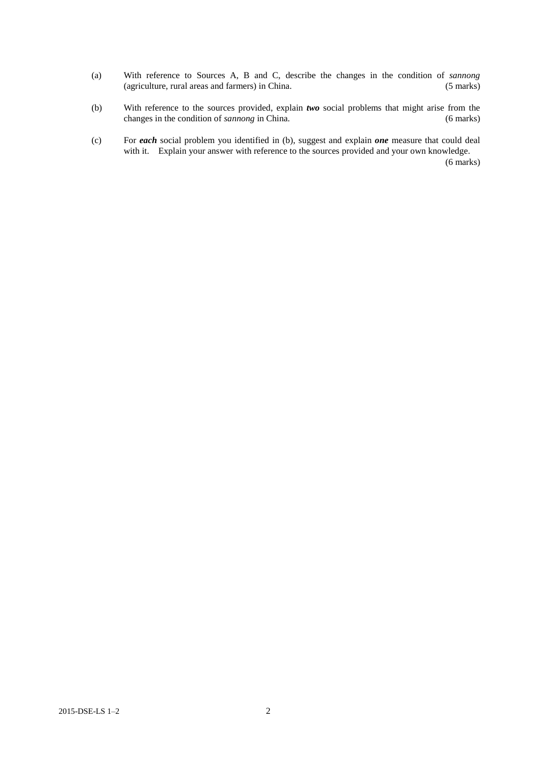(a) With reference to Sources A, B and C, describe the changes in the condition of *sannong* (agriculture, rural areas and farmers) in China. (5 marks)

(b) With reference to the sources provided, explain ***two*** social problems that might arise from the changes in the condition of *sannong* in China. (6 marks)

(c) For ***each*** social problem you identified in (b), suggest and explain ***one*** measure that could deal with it. Explain your answer with reference to the sources provided and your own knowledge. (6 marks)